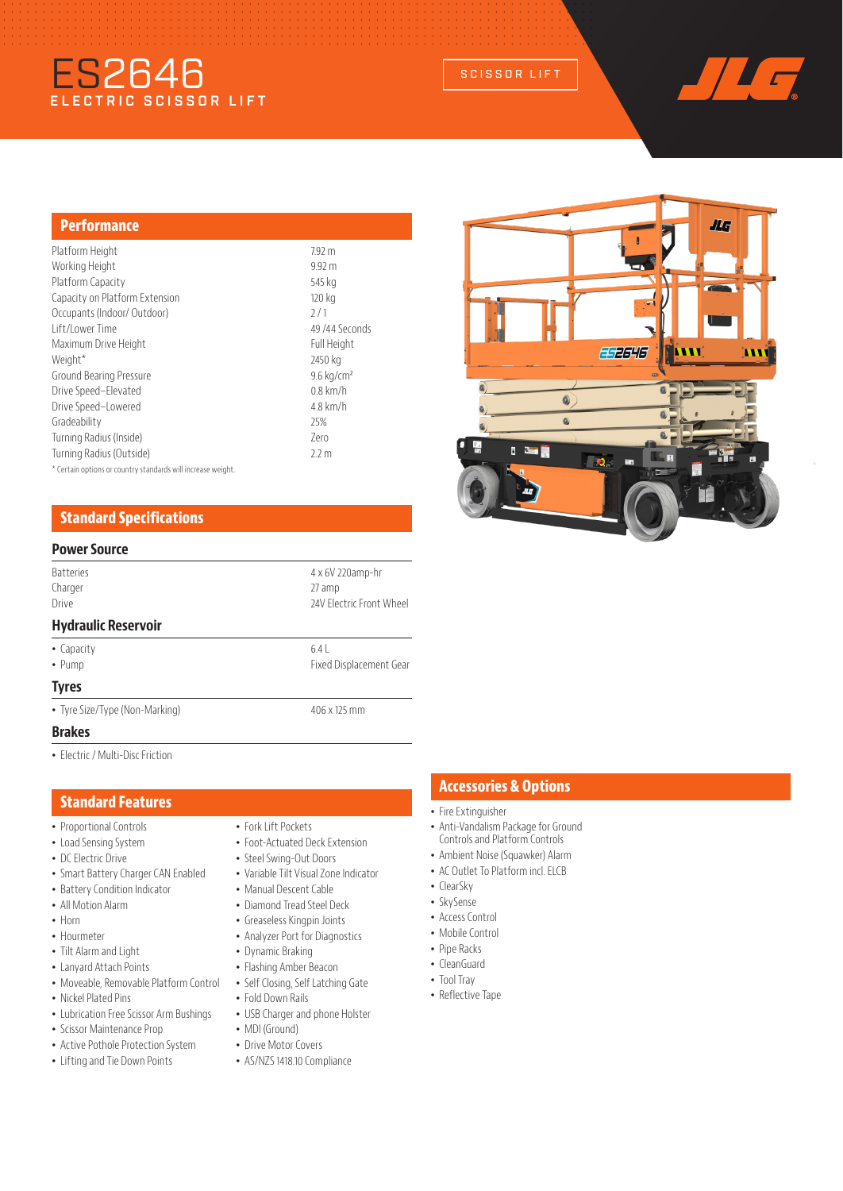# ES2646

ELECTRIC SCISSOR LIFT

SCISSOR LIFT

## Performance

| | |
|---|---|
| Platform Height | 7.92 m |
| Working Height | 9.92 m |
| Platform Capacity | 545 kg |
| Capacity on Platform Extension | 120 kg |
| Occupants (Indoor/ Outdoor) | 2 / 1 |
| Lift/Lower Time | 49 /44 Seconds |
| Maximum Drive Height | Full Height |
| Weight* | 2450 kg |
| Ground Bearing Pressure | 9.6 kg/cm² |
| Drive Speed–Elevated | 0.8 km/h |
| Drive Speed–Lowered | 4.8 km/h |
| Gradeability | 25% |
| Turning Radius (Inside) | Zero |
| Turning Radius (Outside) | 2.2 m |

* Certain options or country standards will increase weight.

## Standard Specifications

### Power Source

| | |
|---|---|
| Batteries | 4 x 6V 220amp-hr |
| Charger | 27 amp |
| Drive | 24V Electric Front Wheel |

### Hydraulic Reservoir

| | |
|---|---|
| • Capacity | 6.4 L |
| • Pump | Fixed Displacement Gear |

### Tyres

| | |
|---|---|
| • Tyre Size/Type (Non-Marking) | 406 x 125 mm |

### Brakes

- Electric / Multi-Disc Friction

## Standard Features

- Proportional Controls
- Load Sensing System
- DC Electric Drive
- Smart Battery Charger CAN Enabled
- Battery Condition Indicator
- All Motion Alarm
- Horn
- Hourmeter
- Tilt Alarm and Light
- Lanyard Attach Points
- Moveable, Removable Platform Control
- Nickel Plated Pins
- Lubrication Free Scissor Arm Bushings
- Scissor Maintenance Prop
- Active Pothole Protection System
- Lifting and Tie Down Points
- Fork Lift Pockets
- Foot-Actuated Deck Extension
- Steel Swing-Out Doors
- Variable Tilt Visual Zone Indicator
- Manual Descent Cable
- Diamond Tread Steel Deck
- Greaseless Kingpin Joints
- Analyzer Port for Diagnostics
- Dynamic Braking
- Flashing Amber Beacon
- Self Closing, Self Latching Gate
- Fold Down Rails
- USB Charger and phone Holster
- MDI (Ground)
- Drive Motor Covers
- AS/NZS 1418.10 Compliance

## Accessories & Options

- Fire Extinguisher
- Anti-Vandalism Package for Ground Controls and Platform Controls
- Ambient Noise (Squawker) Alarm
- AC Outlet To Platform incl. ELCB
- ClearSky
- SkySense
- Access Control
- Mobile Control
- Pipe Racks
- CleanGuard
- Tool Tray
- Reflective Tape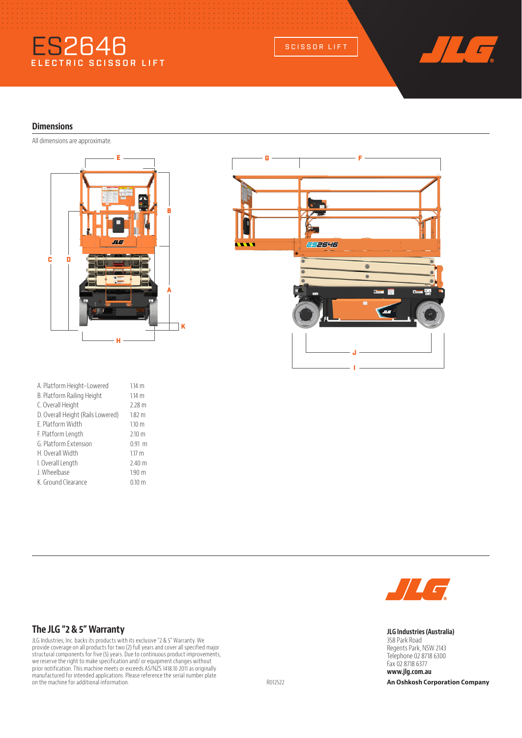# ES2646

ELECTRIC SCISSOR LIFT

SCISSOR LIFT

## Dimensions

All dimensions are approximate.

E
B
C
D
A
K
H
G
F
J
I

| | |
|---|---|
| A. Platform Height–Lowered | 1.14 m |
| B. Platform Railing Height | 1.14 m |
| C. Overall Height | 2.28 m |
| D. Overall Height (Rails Lowered) | 1.82 m |
| E. Platform Width | 1.10 m |
| F. Platform Length | 2.10 m |
| G. Platform Extension | 0.91 m |
| H. Overall Width | 1.17 m |
| I. Overall Length | 2.40 m |
| J. Wheelbase | 1.90 m |
| K. Ground Clearance | 0.10 m |

## The JLG "2 & 5" Warranty

JLG Industries, Inc. backs its products with its exclusive "2 & 5" Warranty. We provide coverage on all products for two (2) full years and cover all specified major structural components for five (5) years. Due to continuous product improvements, we reserve the right to make specification and/ or equipment changes without prior notification. This machine meets or exceeds AS/NZS 1418.10 2011 as originally manufactured for intended applications. Please reference the serial number plate on the machine for additional information.

R012522

**JLG Industries (Australia)**
358 Park Road
Regents Park, NSW 2143
Telephone 02 8718 6300
Fax 02 8718 6377
**www.jlg.com.au**

**An Oshkosh Corporation Company**